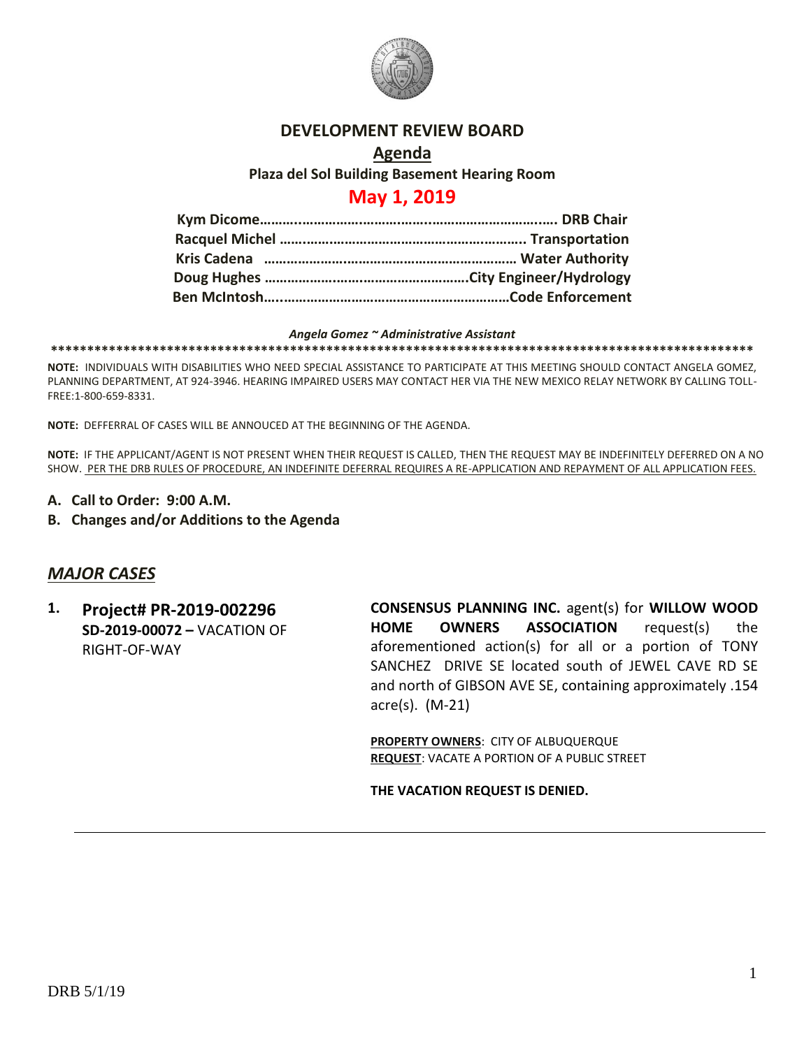# DEVELOPMENT REVIEW BOARD

## Agenda

**Plaza del Sol Building Basement Hearing Room**

## May 1, 2019

**Kym Dicome……………………………………………………………. DRB Chair**
**Racquel Michel ……………………………………………………….. Transportation**
**Kris Cadena ………………………………………………………… Water Authority**
**Doug Hughes ……………………………………………….City Engineer/Hydrology**
**Ben McIntosh……………………………………………………Code Enforcement**

***Angela Gomez ~ Administrative Assistant***

**\*\*\*\*\*\*\*\*\*\*\*\*\*\*\*\*\*\*\*\*\*\*\*\*\*\*\*\*\*\*\*\*\*\*\*\*\*\*\*\*\*\*\*\*\*\*\*\*\*\*\*\*\*\*\*\*\*\*\*\*\*\*\*\*\*\*\*\*\*\*\*\*\*\*\*\*\*\*\*\*\*\*\*\*\*\*\*\*\*\*\*\*\*\*\*\*\***

**NOTE:** INDIVIDUALS WITH DISABILITIES WHO NEED SPECIAL ASSISTANCE TO PARTICIPATE AT THIS MEETING SHOULD CONTACT ANGELA GOMEZ, PLANNING DEPARTMENT, AT 924-3946. HEARING IMPAIRED USERS MAY CONTACT HER VIA THE NEW MEXICO RELAY NETWORK BY CALLING TOLL-FREE:1-800-659-8331.

**NOTE:** DEFFERRAL OF CASES WILL BE ANNOUCED AT THE BEGINNING OF THE AGENDA.

**NOTE:** IF THE APPLICANT/AGENT IS NOT PRESENT WHEN THEIR REQUEST IS CALLED, THEN THE REQUEST MAY BE INDEFINITELY DEFERRED ON A NO SHOW. PER THE DRB RULES OF PROCEDURE, AN INDEFINITE DEFERRAL REQUIRES A RE-APPLICATION AND REPAYMENT OF ALL APPLICATION FEES.

**A. Call to Order: 9:00 A.M.**

**B. Changes and/or Additions to the Agenda**

## *MAJOR CASES*

**1. Project# PR-2019-002296**
**SD-2019-00072 –** VACATION OF RIGHT-OF-WAY

**CONSENSUS PLANNING INC.** agent(s) for **WILLOW WOOD HOME OWNERS ASSOCIATION** request(s) the aforementioned action(s) for all or a portion of TONY SANCHEZ DRIVE SE located south of JEWEL CAVE RD SE and north of GIBSON AVE SE, containing approximately .154 acre(s). (M-21)

**PROPERTY OWNERS**: CITY OF ALBUQUERQUE
**REQUEST**: VACATE A PORTION OF A PUBLIC STREET

**THE VACATION REQUEST IS DENIED.**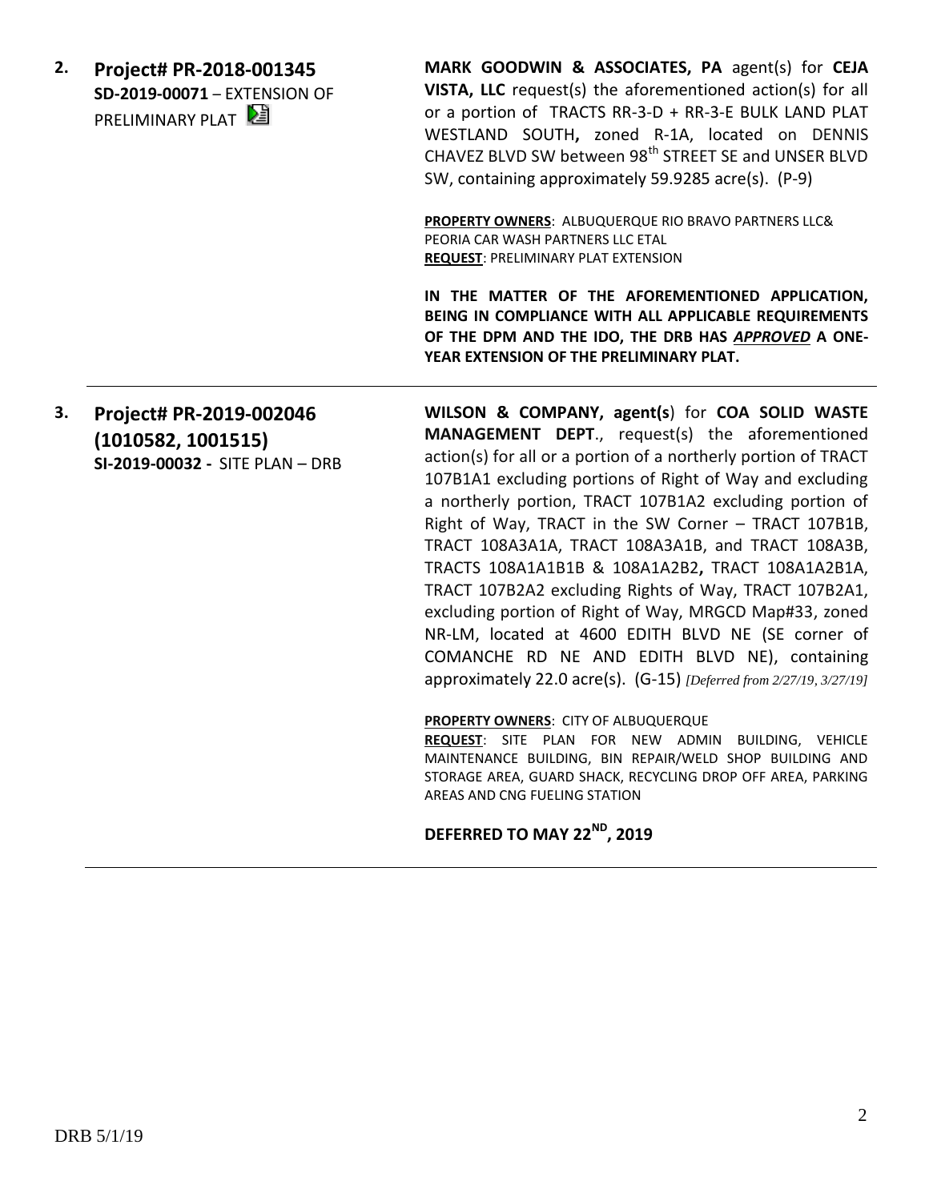**2. Project# PR-2018-001345**
**SD-2019-00071** – EXTENSION OF PRELIMINARY PLAT

**MARK GOODWIN & ASSOCIATES, PA** agent(s) for **CEJA VISTA, LLC** request(s) the aforementioned action(s) for all or a portion of TRACTS RR-3-D + RR-3-E BULK LAND PLAT WESTLAND SOUTH**,** zoned R-1A, located on DENNIS CHAVEZ BLVD SW between 98th STREET SE and UNSER BLVD SW, containing approximately 59.9285 acre(s). (P-9)

**PROPERTY OWNERS**: ALBUQUERQUE RIO BRAVO PARTNERS LLC& PEORIA CAR WASH PARTNERS LLC ETAL
**REQUEST**: PRELIMINARY PLAT EXTENSION

**IN THE MATTER OF THE AFOREMENTIONED APPLICATION, BEING IN COMPLIANCE WITH ALL APPLICABLE REQUIREMENTS OF THE DPM AND THE IDO, THE DRB HAS *APPROVED* A ONE-YEAR EXTENSION OF THE PRELIMINARY PLAT.**

---

**3. Project# PR-2019-002046 (1010582, 1001515)**
**SI-2019-00032 -** SITE PLAN – DRB

**WILSON & COMPANY, agent(s**) for **COA SOLID WASTE MANAGEMENT DEPT**., request(s) the aforementioned action(s) for all or a portion of a northerly portion of TRACT 107B1A1 excluding portions of Right of Way and excluding a northerly portion, TRACT 107B1A2 excluding portion of Right of Way, TRACT in the SW Corner – TRACT 107B1B, TRACT 108A3A1A, TRACT 108A3A1B, and TRACT 108A3B, TRACTS 108A1A1B1B & 108A1A2B2**,** TRACT 108A1A2B1A, TRACT 107B2A2 excluding Rights of Way, TRACT 107B2A1, excluding portion of Right of Way, MRGCD Map#33, zoned NR-LM, located at 4600 EDITH BLVD NE (SE corner of COMANCHE RD NE AND EDITH BLVD NE), containing approximately 22.0 acre(s). (G-15) *[Deferred from 2/27/19, 3/27/19]*

**PROPERTY OWNERS**: CITY OF ALBUQUERQUE
**REQUEST**: SITE PLAN FOR NEW ADMIN BUILDING, VEHICLE MAINTENANCE BUILDING, BIN REPAIR/WELD SHOP BUILDING AND STORAGE AREA, GUARD SHACK, RECYCLING DROP OFF AREA, PARKING AREAS AND CNG FUELING STATION

**DEFERRED TO MAY 22ND, 2019**

---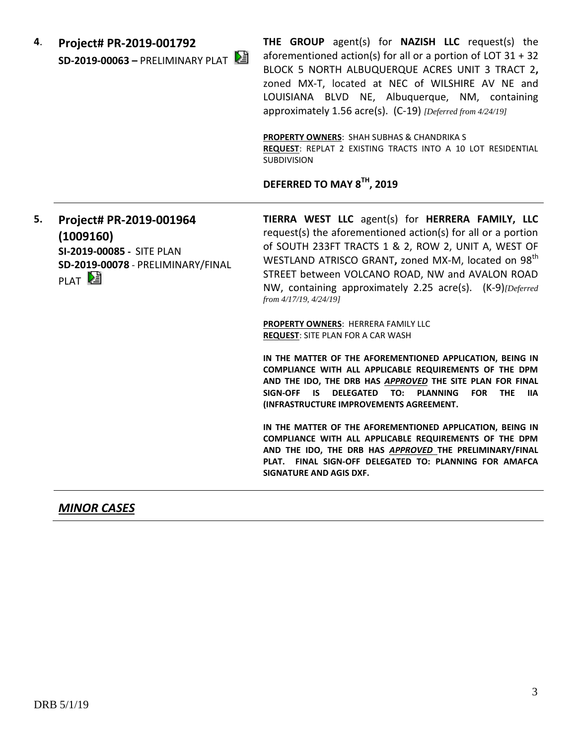**4. Project# PR-2019-001792**
**SD-2019-00063 –** PRELIMINARY PLAT

**THE GROUP** agent(s) for **NAZISH LLC** request(s) the aforementioned action(s) for all or a portion of LOT 31 + 32 BLOCK 5 NORTH ALBUQUERQUE ACRES UNIT 3 TRACT 2**,** zoned MX-T, located at NEC of WILSHIRE AV NE and LOUISIANA BLVD NE, Albuquerque, NM, containing approximately 1.56 acre(s). (C-19) *[Deferred from 4/24/19]*

**PROPERTY OWNERS**: SHAH SUBHAS & CHANDRIKA S
**REQUEST**: REPLAT 2 EXISTING TRACTS INTO A 10 LOT RESIDENTIAL SUBDIVISION

**DEFERRED TO MAY 8TH, 2019**

---

**5. Project# PR-2019-001964 (1009160)**
**SI-2019-00085 -** SITE PLAN
**SD-2019-00078** - PRELIMINARY/FINAL PLAT

**TIERRA WEST LLC** agent(s) for **HERRERA FAMILY, LLC** request(s) the aforementioned action(s) for all or a portion of SOUTH 233FT TRACTS 1 & 2, ROW 2, UNIT A, WEST OF WESTLAND ATRISCO GRANT**,** zoned MX-M, located on 98th STREET between VOLCANO ROAD, NW and AVALON ROAD NW, containing approximately 2.25 acre(s). (K-9)*[Deferred from 4/17/19, 4/24/19]*

**PROPERTY OWNERS**: HERRERA FAMILY LLC
**REQUEST**: SITE PLAN FOR A CAR WASH

**IN THE MATTER OF THE AFOREMENTIONED APPLICATION, BEING IN COMPLIANCE WITH ALL APPLICABLE REQUIREMENTS OF THE DPM AND THE IDO, THE DRB HAS *APPROVED* THE SITE PLAN FOR FINAL SIGN-OFF IS DELEGATED TO: PLANNING FOR THE IIA (INFRASTRUCTURE IMPROVEMENTS AGREEMENT.**

**IN THE MATTER OF THE AFOREMENTIONED APPLICATION, BEING IN COMPLIANCE WITH ALL APPLICABLE REQUIREMENTS OF THE DPM AND THE IDO, THE DRB HAS *APPROVED* THE PRELIMINARY/FINAL PLAT. FINAL SIGN-OFF DELEGATED TO: PLANNING FOR AMAFCA SIGNATURE AND AGIS DXF.**

---

## *MINOR CASES*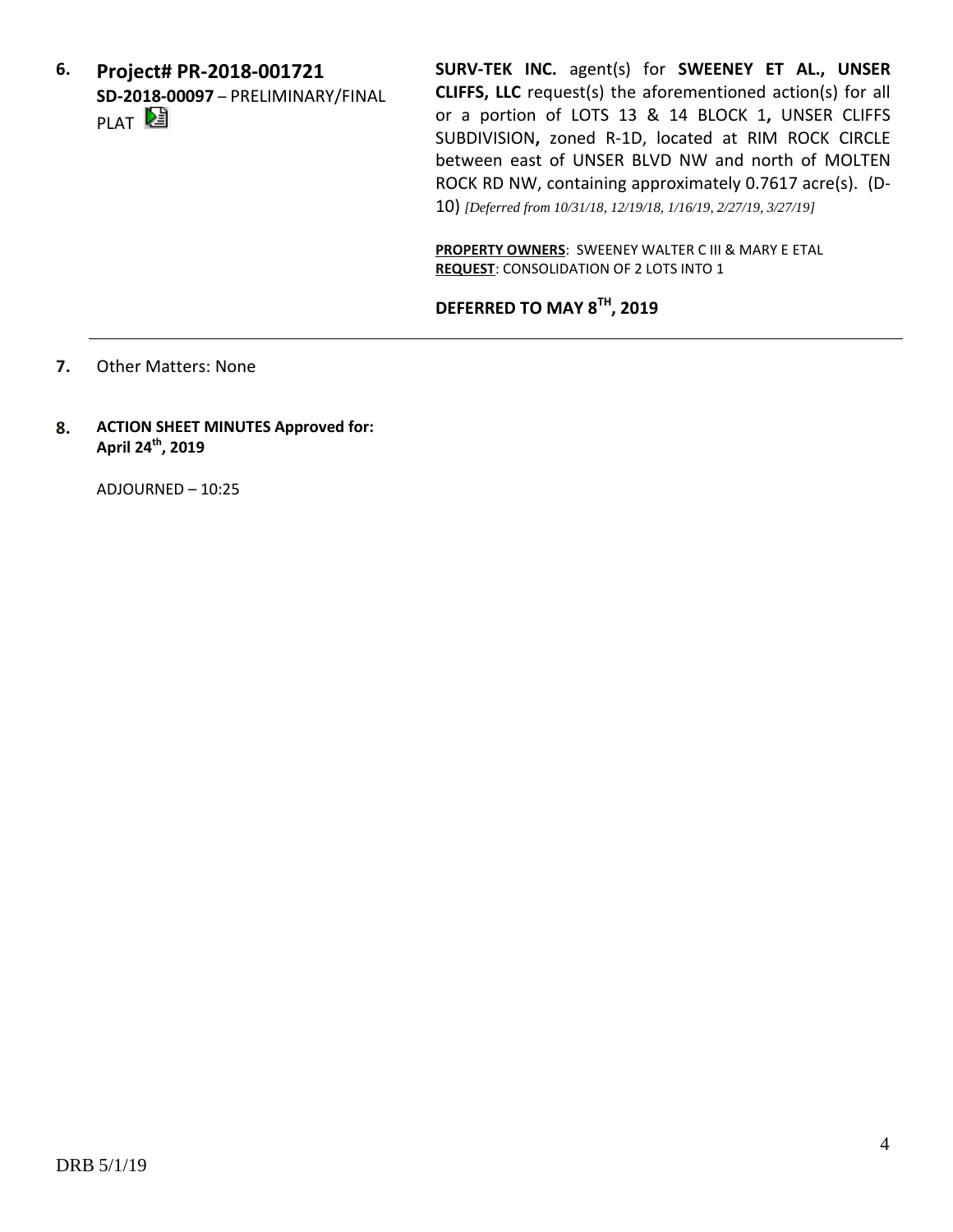**6.** **Project# PR-2018-001721**
**SD-2018-00097** – PRELIMINARY/FINAL PLAT

**SURV-TEK INC.** agent(s) for **SWEENEY ET AL., UNSER CLIFFS, LLC** request(s) the aforementioned action(s) for all or a portion of LOTS 13 & 14 BLOCK 1**,** UNSER CLIFFS SUBDIVISION**,** zoned R-1D, located at RIM ROCK CIRCLE between east of UNSER BLVD NW and north of MOLTEN ROCK RD NW, containing approximately 0.7617 acre(s). (D-10) *[Deferred from 10/31/18, 12/19/18, 1/16/19, 2/27/19, 3/27/19]*

**PROPERTY OWNERS**: SWEENEY WALTER C III & MARY E ETAL
**REQUEST**: CONSOLIDATION OF 2 LOTS INTO 1

**DEFERRED TO MAY 8TH, 2019**

---

**7.** Other Matters: None

**8.** **ACTION SHEET MINUTES Approved for: April 24th, 2019**

ADJOURNED – 10:25